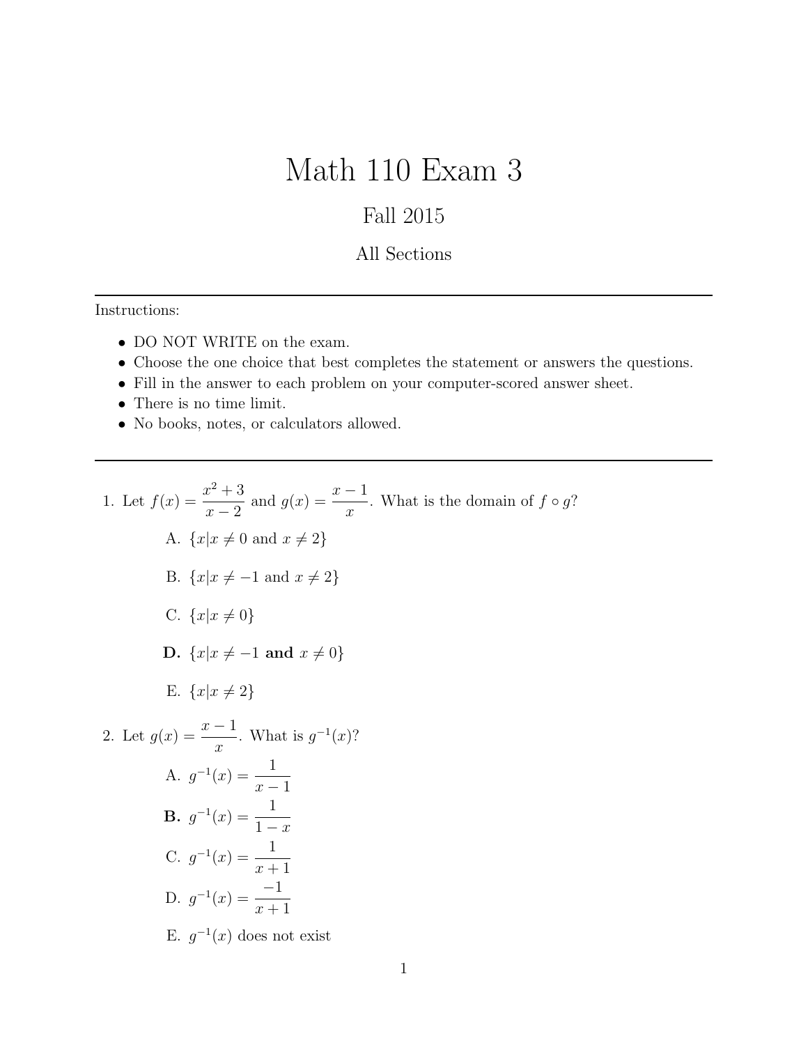# Math 110 Exam 3

## Fall 2015

### All Sections

---

Instructions:

- DO NOT WRITE on the exam.
- Choose the one choice that best completes the statement or answers the questions.
- Fill in the answer to each problem on your computer-scored answer sheet.
- There is no time limit.
- No books, notes, or calculators allowed.

---

1. Let $f(x) = \dfrac{x^2+3}{x-2}$ and $g(x) = \dfrac{x-1}{x}$. What is the domain of $f \circ g$?

   A. $\{x | x \neq 0 \text{ and } x \neq 2\}$

   B. $\{x | x \neq -1 \text{ and } x \neq 2\}$

   C. $\{x | x \neq 0\}$

   **D.** $\{x | x \neq -1$ **and** $x \neq 0\}$

   E. $\{x | x \neq 2\}$

2. Let $g(x) = \dfrac{x-1}{x}$. What is $g^{-1}(x)$?

   A. $g^{-1}(x) = \dfrac{1}{x-1}$

   **B.** $g^{-1}(x) = \dfrac{1}{1-x}$

   C. $g^{-1}(x) = \dfrac{1}{x+1}$

   D. $g^{-1}(x) = \dfrac{-1}{x+1}$

   E. $g^{-1}(x)$ does not exist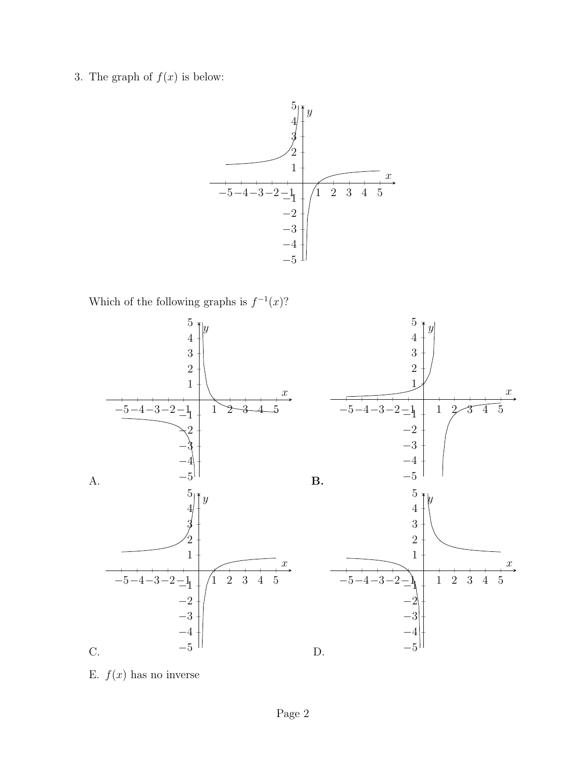3. The graph of $f(x)$ is below:

Which of the following graphs is $f^{-1}(x)$?

A.

**B.**

C.

D.

E. $f(x)$ has no inverse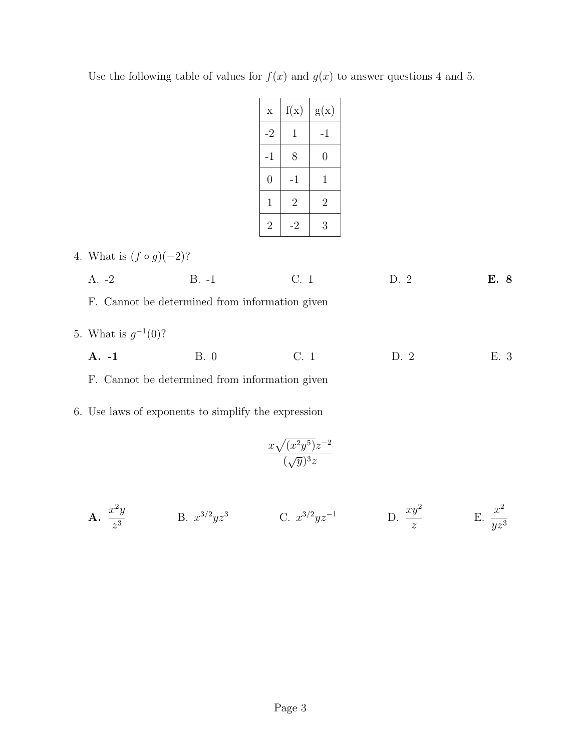Use the following table of values for $f(x)$ and $g(x)$ to answer questions 4 and 5.

| x | f(x) | g(x) |
|---|---|---|
| -2 | 1 | -1 |
| -1 | 8 | 0 |
| 0 | -1 | 1 |
| 1 | 2 | 2 |
| 2 | -2 | 3 |

4. What is $(f \circ g)(-2)$?

   A. -2 B. -1 C. 1 D. 2 **E. 8**

   F. Cannot be determined from information given

5. What is $g^{-1}(0)$?

   **A. -1** B. 0 C. 1 D. 2 E. 3

   F. Cannot be determined from information given

6. Use laws of exponents to simplify the expression

$$\frac{x\sqrt{(x^2y^5)}z^{-2}}{(\sqrt{y})^3 z}$$

**A.** $\frac{x^2y}{z^3}$ B. $x^{3/2}yz^3$ C. $x^{3/2}yz^{-1}$ D. $\frac{xy^2}{z}$ E. $\frac{x^2}{yz^3}$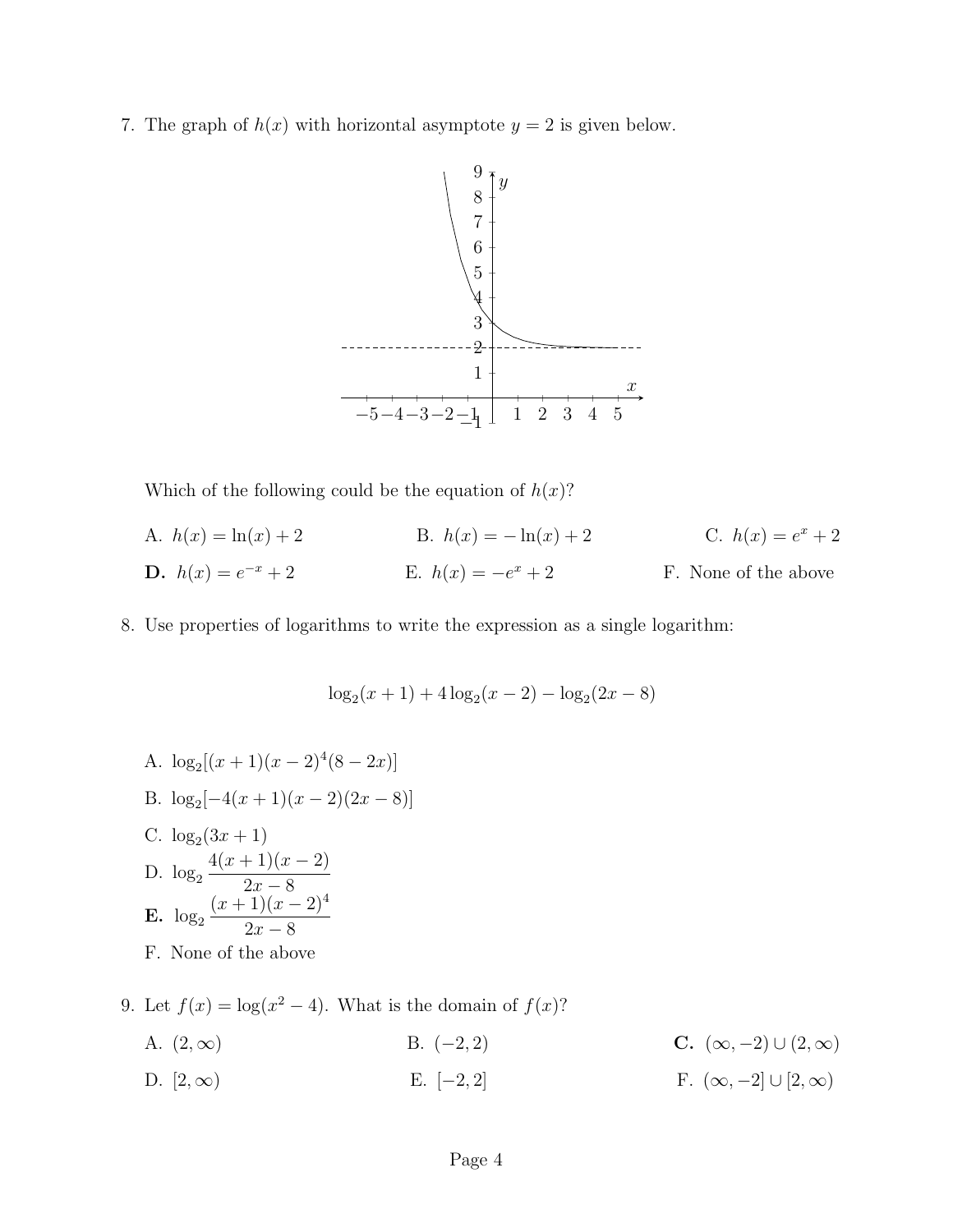7. The graph of $h(x)$ with horizontal asymptote $y = 2$ is given below.

Which of the following could be the equation of $h(x)$?

A. $h(x) = \ln(x) + 2$

B. $h(x) = -\ln(x) + 2$

C. $h(x) = e^x + 2$

**D.** $h(x) = e^{-x} + 2$

E. $h(x) = -e^x + 2$

F. None of the above

8. Use properties of logarithms to write the expression as a single logarithm:

$$\log_2(x+1) + 4\log_2(x-2) - \log_2(2x-8)$$

A. $\log_2[(x+1)(x-2)^4(8-2x)]$

B. $\log_2[-4(x+1)(x-2)(2x-8)]$

C. $\log_2(3x+1)$

D. $\log_2 \dfrac{4(x+1)(x-2)}{2x-8}$

**E.** $\log_2 \dfrac{(x+1)(x-2)^4}{2x-8}$

F. None of the above

9. Let $f(x) = \log(x^2 - 4)$. What is the domain of $f(x)$?

A. $(2, \infty)$

B. $(-2, 2)$

**C.** $(\infty, -2) \cup (2, \infty)$

D. $[2, \infty)$

E. $[-2, 2]$

F. $(\infty, -2] \cup [2, \infty)$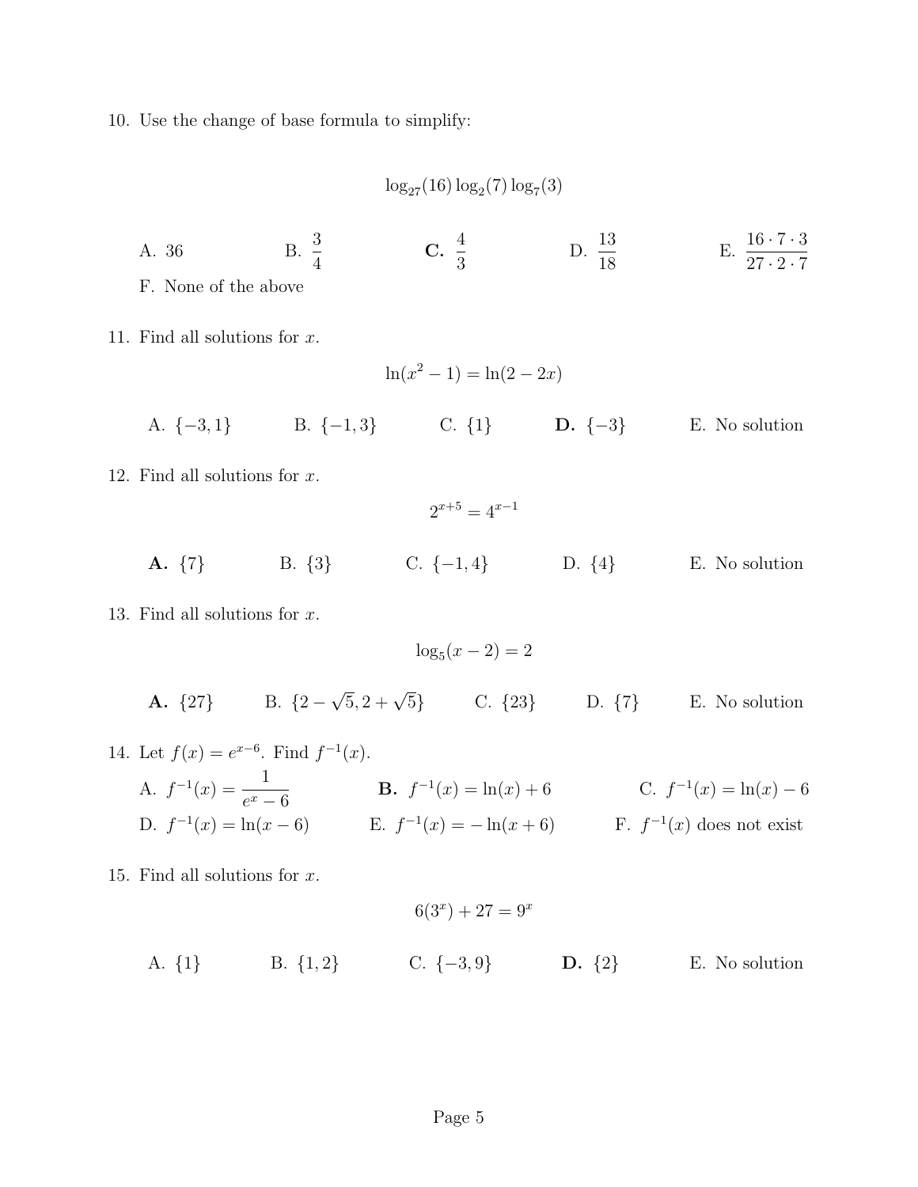10. Use the change of base formula to simplify:

$$\log_{27}(16)\log_2(7)\log_7(3)$$

A. 36 B. $\frac{3}{4}$ **C.** $\frac{4}{3}$ D. $\frac{13}{18}$ E. $\frac{16 \cdot 7 \cdot 3}{27 \cdot 2 \cdot 7}$

F. None of the above

11. Find all solutions for $x$.

$$\ln(x^2 - 1) = \ln(2 - 2x)$$

A. $\{-3, 1\}$ B. $\{-1, 3\}$ C. $\{1\}$ **D.** $\{-3\}$ E. No solution

12. Find all solutions for $x$.

$$2^{x+5} = 4^{x-1}$$

**A.** $\{7\}$ B. $\{3\}$ C. $\{-1, 4\}$ D. $\{4\}$ E. No solution

13. Find all solutions for $x$.

$$\log_5(x - 2) = 2$$

**A.** $\{27\}$ B. $\{2 - \sqrt{5}, 2 + \sqrt{5}\}$ C. $\{23\}$ D. $\{7\}$ E. No solution

14. Let $f(x) = e^{x-6}$. Find $f^{-1}(x)$.

A. $f^{-1}(x) = \frac{1}{e^x - 6}$ **B.** $f^{-1}(x) = \ln(x) + 6$ C. $f^{-1}(x) = \ln(x) - 6$

D. $f^{-1}(x) = \ln(x - 6)$ E. $f^{-1}(x) = -\ln(x + 6)$ F. $f^{-1}(x)$ does not exist

15. Find all solutions for $x$.

$$6(3^x) + 27 = 9^x$$

A. $\{1\}$ B. $\{1, 2\}$ C. $\{-3, 9\}$ **D.** $\{2\}$ E. No solution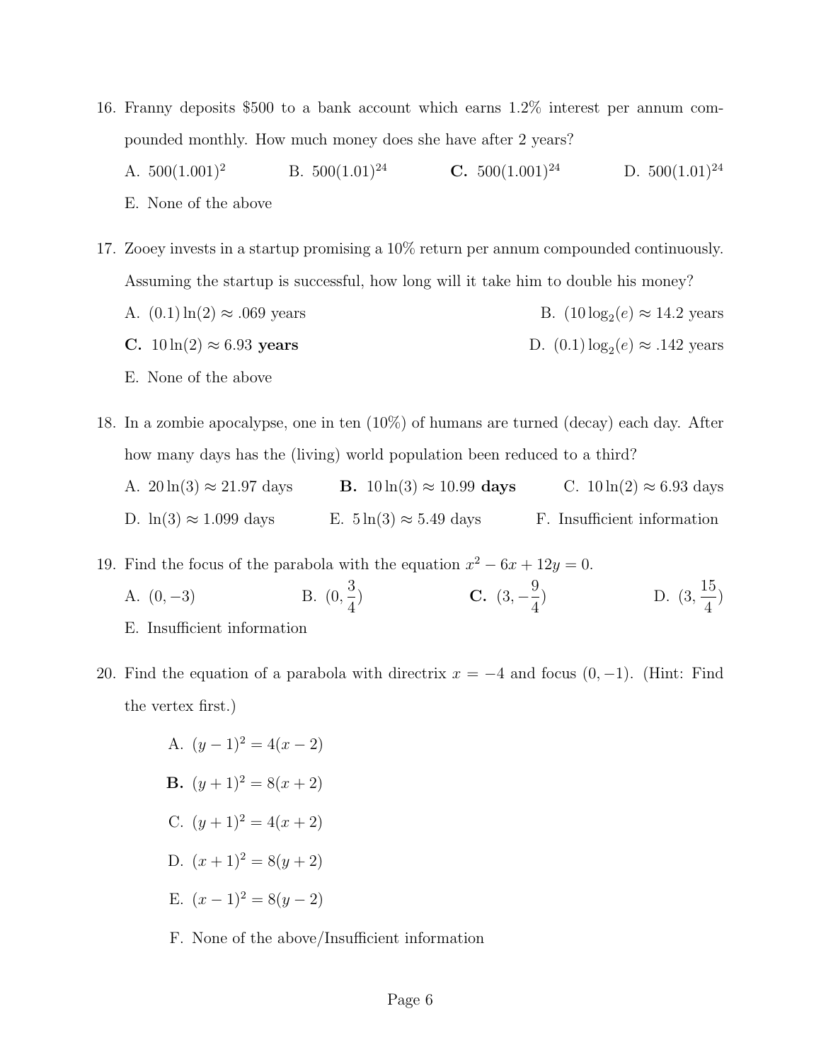16. Franny deposits \$500 to a bank account which earns 1.2% interest per annum compounded monthly. How much money does she have after 2 years?

    A. $500(1.001)^2$ B. $500(1.01)^{24}$ **C.** $500(1.001)^{24}$ D. $500(1.01)^{24}$

    E. None of the above

17. Zooey invests in a startup promising a 10% return per annum compounded continuously. Assuming the startup is successful, how long will it take him to double his money?

    A. $(0.1)\ln(2) \approx .069$ years B. $(10\log_2(e) \approx 14.2$ years

    **C.** $10\ln(2) \approx 6.93$ **years** D. $(0.1)\log_2(e) \approx .142$ years

    E. None of the above

18. In a zombie apocalypse, one in ten (10%) of humans are turned (decay) each day. After how many days has the (living) world population been reduced to a third?

    A. $20\ln(3) \approx 21.97$ days **B.** $10\ln(3) \approx 10.99$ **days** C. $10\ln(2) \approx 6.93$ days

    D. $\ln(3) \approx 1.099$ days E. $5\ln(3) \approx 5.49$ days F. Insufficient information

19. Find the focus of the parabola with the equation $x^2 - 6x + 12y = 0$.

    A. $(0, -3)$ B. $(0, \frac{3}{4})$ **C.** $(3, -\frac{9}{4})$ D. $(3, \frac{15}{4})$

    E. Insufficient information

20. Find the equation of a parabola with directrix $x = -4$ and focus $(0, -1)$. (Hint: Find the vertex first.)

    A. $(y-1)^2 = 4(x-2)$

    **B.** $(y+1)^2 = 8(x+2)$

    C. $(y+1)^2 = 4(x+2)$

    D. $(x+1)^2 = 8(y+2)$

    E. $(x-1)^2 = 8(y-2)$

    F. None of the above/Insufficient information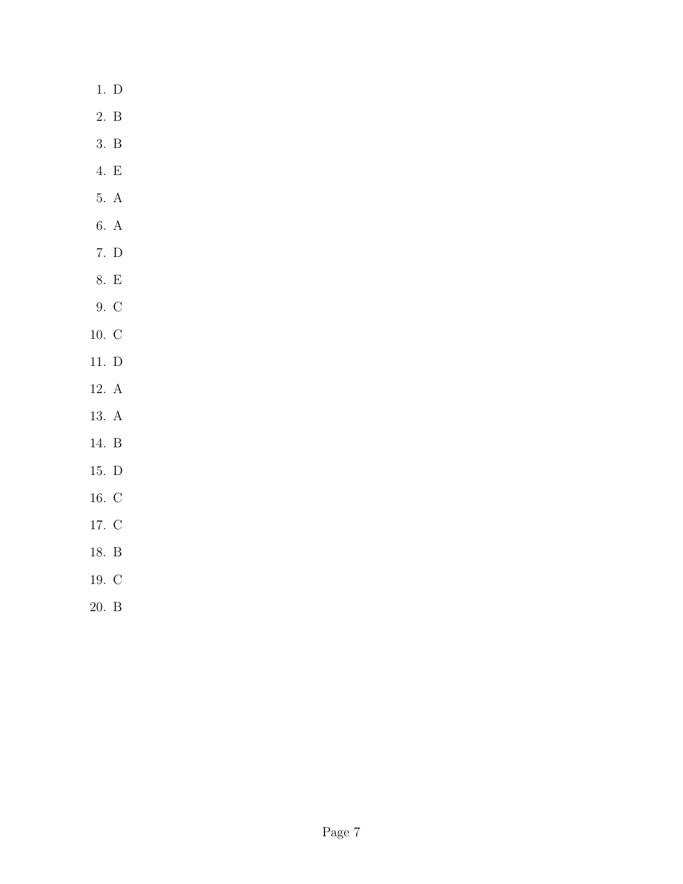1. D
2. B
3. B
4. E
5. A
6. A
7. D
8. E
9. C
10. C
11. D
12. A
13. A
14. B
15. D
16. C
17. C
18. B
19. C
20. B